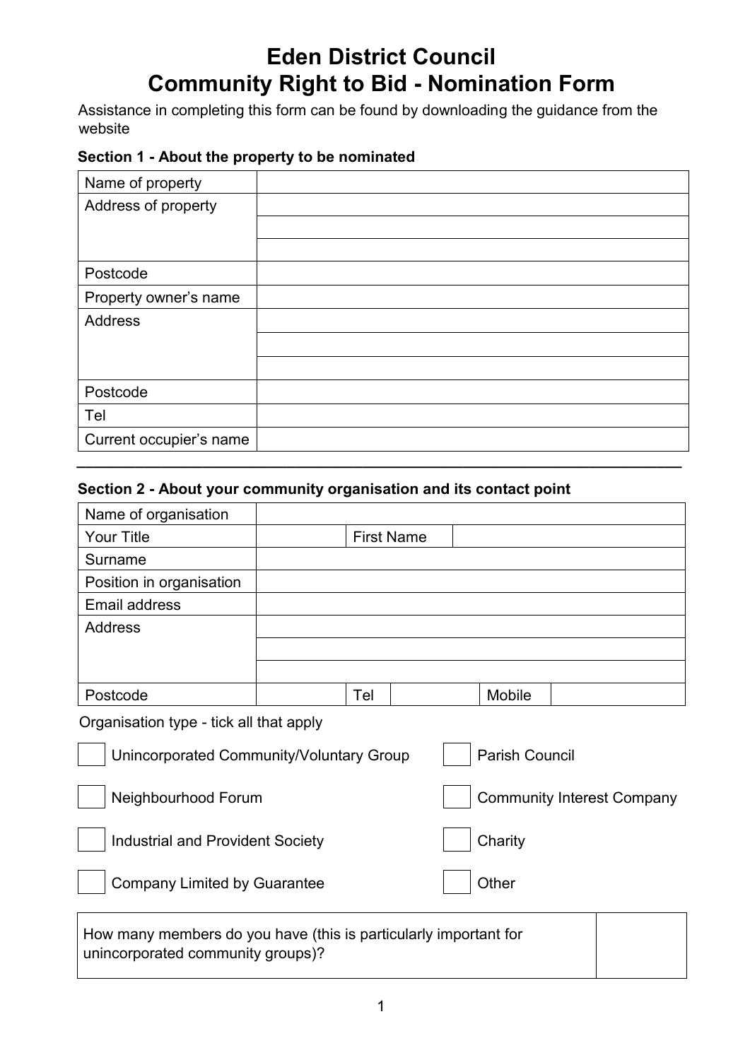# Eden District Council
# Community Right to Bid - Nomination Form

Assistance in completing this form can be found by downloading the guidance from the website

### Section 1 - About the property to be nominated

| | |
|---|---|
| Name of property | |
| Address of property | |
| | |
| | |
| Postcode | |
| Property owner's name | |
| Address | |
| | |
| | |
| Postcode | |
| Tel | |
| Current occupier's name | |

---

### Section 2 - About your community organisation and its contact point

| | | | | | |
|---|---|---|---|---|---|
| Name of organisation | | | | | |
| Your Title | | First Name | | | |
| Surname | | | | | |
| Position in organisation | | | | | |
| Email address | | | | | |
| Address | | | | | |
| | | | | | |
| | | | | | |
| Postcode | | Tel | | Mobile | |

Organisation type - tick all that apply

- ☐ Unincorporated Community/Voluntary Group
- ☐ Parish Council
- ☐ Neighbourhood Forum
- ☐ Community Interest Company
- ☐ Industrial and Provident Society
- ☐ Charity
- ☐ Company Limited by Guarantee
- ☐ Other

| | |
|---|---|
| How many members do you have (this is particularly important for unincorporated community groups)? | |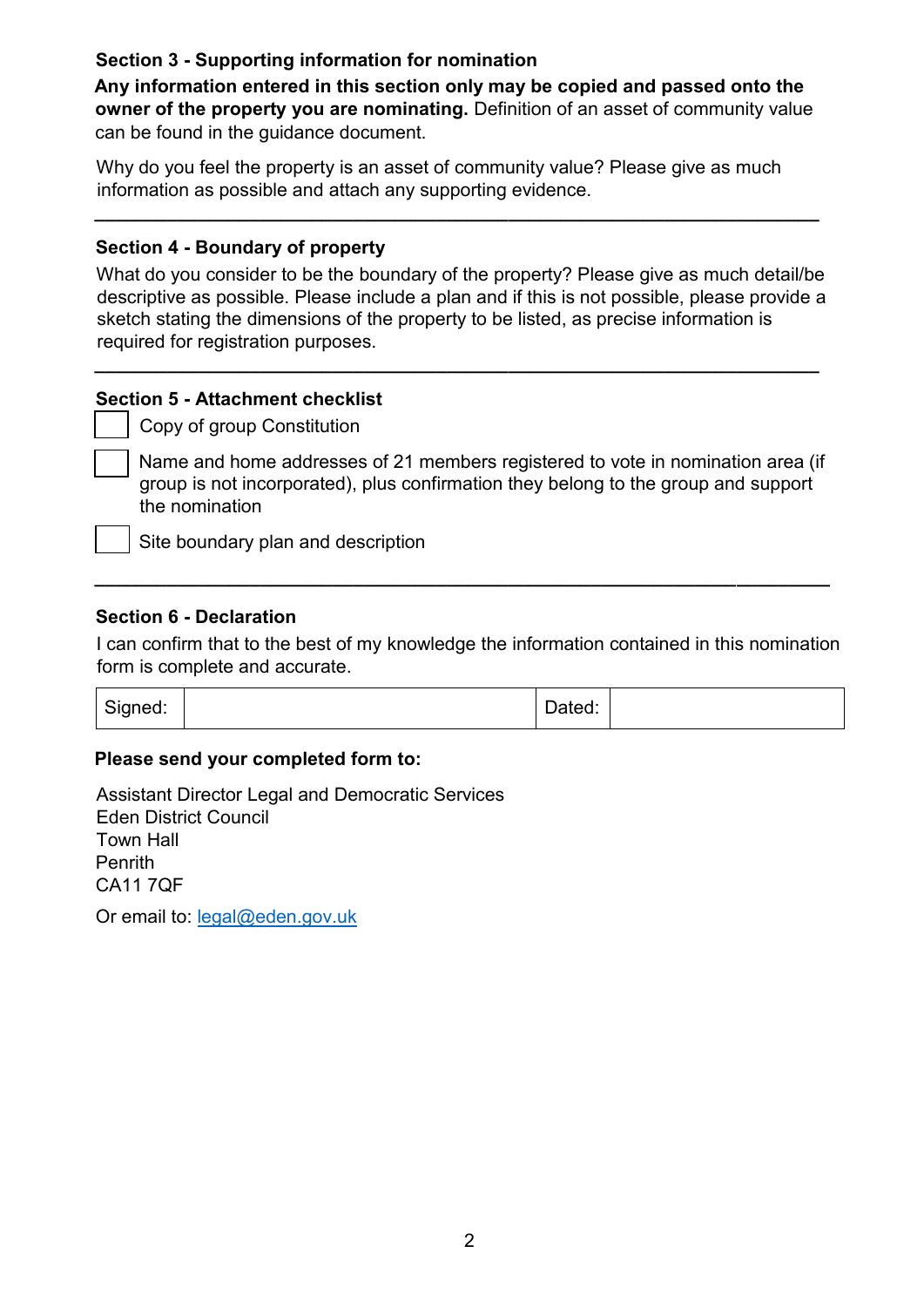**Section 3 - Supporting information for nomination**

**Any information entered in this section only may be copied and passed onto the owner of the property you are nominating.** Definition of an asset of community value can be found in the guidance document.

Why do you feel the property is an asset of community value? Please give as much information as possible and attach any supporting evidence.

---

**Section 4 - Boundary of property**

What do you consider to be the boundary of the property? Please give as much detail/be descriptive as possible. Please include a plan and if this is not possible, please provide a sketch stating the dimensions of the property to be listed, as precise information is required for registration purposes.

---

**Section 5 - Attachment checklist**

- [ ] Copy of group Constitution
- [ ] Name and home addresses of 21 members registered to vote in nomination area (if group is not incorporated), plus confirmation they belong to the group and support the nomination
- [ ] Site boundary plan and description

---

**Section 6 - Declaration**

I can confirm that to the best of my knowledge the information contained in this nomination form is complete and accurate.

| | | | |
|---|---|---|---|
| Signed: | | Dated: | |

**Please send your completed form to:**

Assistant Director Legal and Democratic Services
Eden District Council
Town Hall
Penrith
CA11 7QF

Or email to: legal@eden.gov.uk